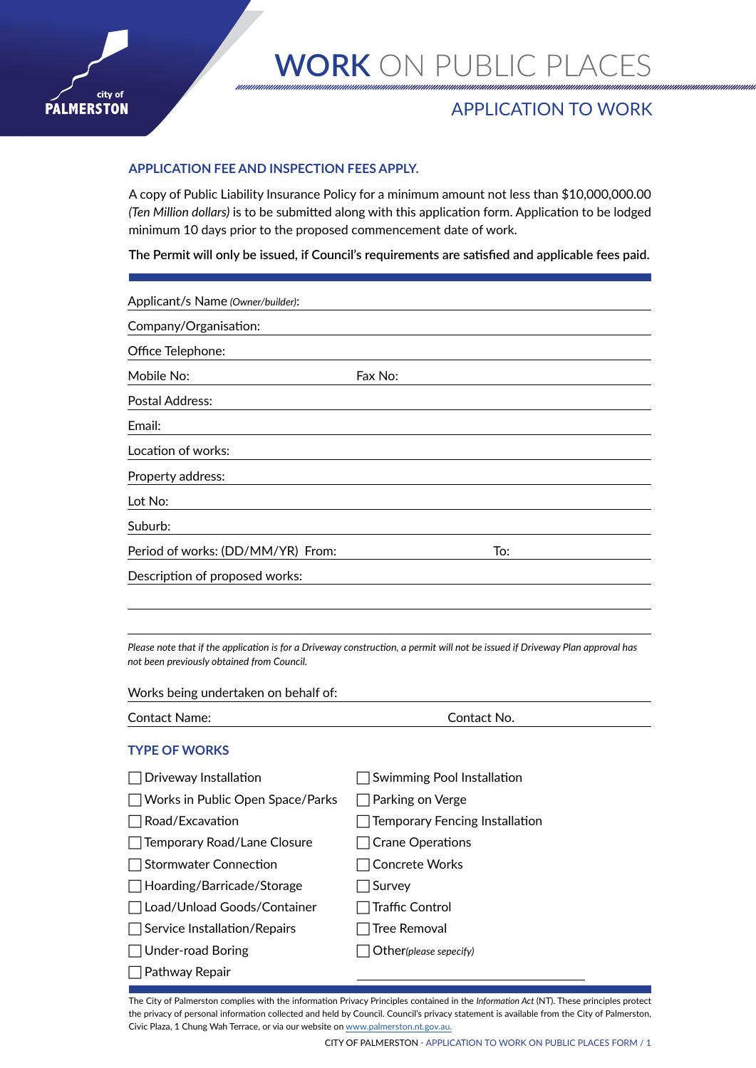city of
PALMERSTON

# WORK ON PUBLIC PLACES

## APPLICATION TO WORK

### APPLICATION FEE AND INSPECTION FEES APPLY.

A copy of Public Liability Insurance Policy for a minimum amount not less than $10,000,000.00 *(Ten Million dollars)* is to be submitted along with this application form. Application to be lodged minimum 10 days prior to the proposed commencement date of work.

**The Permit will only be issued, if Council's requirements are satisfied and applicable fees paid.**

Applicant/s Name *(Owner/builder)*:

Company/Organisation:

Office Telephone:

Mobile No: Fax No:

Postal Address:

Email:

Location of works:

Property address:

Lot No:

Suburb:

Period of works: (DD/MM/YR) From: To:

Description of proposed works:

*Please note that if the application is for a Driveway construction, a permit will not be issued if Driveway Plan approval has not been previously obtained from Council.*

Works being undertaken on behalf of:

Contact Name: Contact No.

### TYPE OF WORKS

- ☐ Driveway Installation
- ☐ Works in Public Open Space/Parks
- ☐ Road/Excavation
- ☐ Temporary Road/Lane Closure
- ☐ Stormwater Connection
- ☐ Hoarding/Barricade/Storage
- ☐ Load/Unload Goods/Container
- ☐ Service Installation/Repairs
- ☐ Under-road Boring
- ☐ Pathway Repair
- ☐ Swimming Pool Installation
- ☐ Parking on Verge
- ☐ Temporary Fencing Installation
- ☐ Crane Operations
- ☐ Concrete Works
- ☐ Survey
- ☐ Traffic Control
- ☐ Tree Removal
- ☐ Other*(please sepecify)*

The City of Palmerston complies with the information Privacy Principles contained in the *Information Act* (NT). These principles protect the privacy of personal information collected and held by Council. Council's privacy statement is available from the City of Palmerston, Civic Plaza, 1 Chung Wah Terrace, or via our website on www.palmerston.nt.gov.au.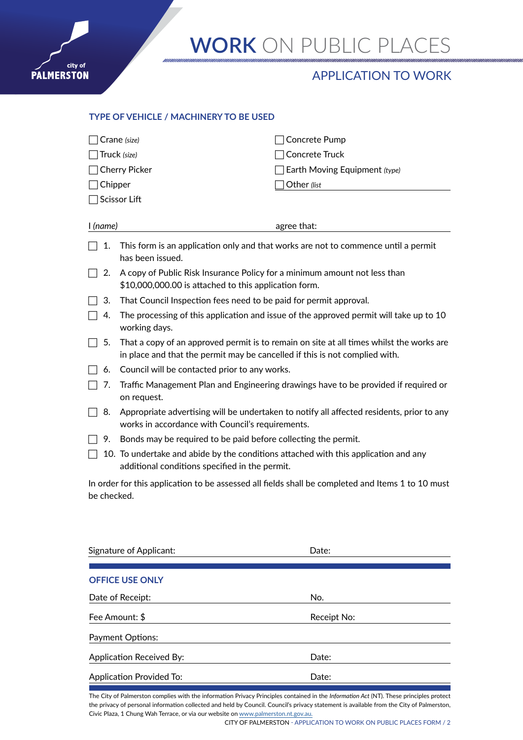# WORK ON PUBLIC PLACES

## APPLICATION TO WORK

### TYPE OF VEHICLE / MACHINERY TO BE USED

- ☐ Crane *(size)*
- ☐ Truck *(size)*
- ☐ Cherry Picker
- ☐ Chipper
- ☐ Scissor Lift
- ☐ Concrete Pump
- ☐ Concrete Truck
- ☐ Earth Moving Equipment *(type)*
- ☐ Other *(list*

I *(name)* ______________________ agree that:

- ☐ 1. This form is an application only and that works are not to commence until a permit has been issued.
- ☐ 2. A copy of Public Risk Insurance Policy for a minimum amount not less than $10,000,000.00 is attached to this application form.
- ☐ 3. That Council Inspection fees need to be paid for permit approval.
- ☐ 4. The processing of this application and issue of the approved permit will take up to 10 working days.
- ☐ 5. That a copy of an approved permit is to remain on site at all times whilst the works are in place and that the permit may be cancelled if this is not complied with.
- ☐ 6. Council will be contacted prior to any works.
- ☐ 7. Traffic Management Plan and Engineering drawings have to be provided if required or on request.
- ☐ 8. Appropriate advertising will be undertaken to notify all affected residents, prior to any works in accordance with Council's requirements.
- ☐ 9. Bonds may be required to be paid before collecting the permit.
- ☐ 10. To undertake and abide by the conditions attached with this application and any additional conditions specified in the permit.

In order for this application to be assessed all fields shall be completed and Items 1 to 10 must be checked.

Signature of Applicant: ______________________ Date: ______________________

### OFFICE USE ONLY

Date of Receipt: ______________________ No. ______________________

Fee Amount: $ ______________________ Receipt No: ______________________

Payment Options: ______________________

Application Received By: ______________________ Date: ______________________

Application Provided To: ______________________ Date: ______________________

The City of Palmerston complies with the information Privacy Principles contained in the *Information Act* (NT). These principles protect the privacy of personal information collected and held by Council. Council's privacy statement is available from the City of Palmerston, Civic Plaza, 1 Chung Wah Terrace, or via our website on www.palmerston.nt.gov.au.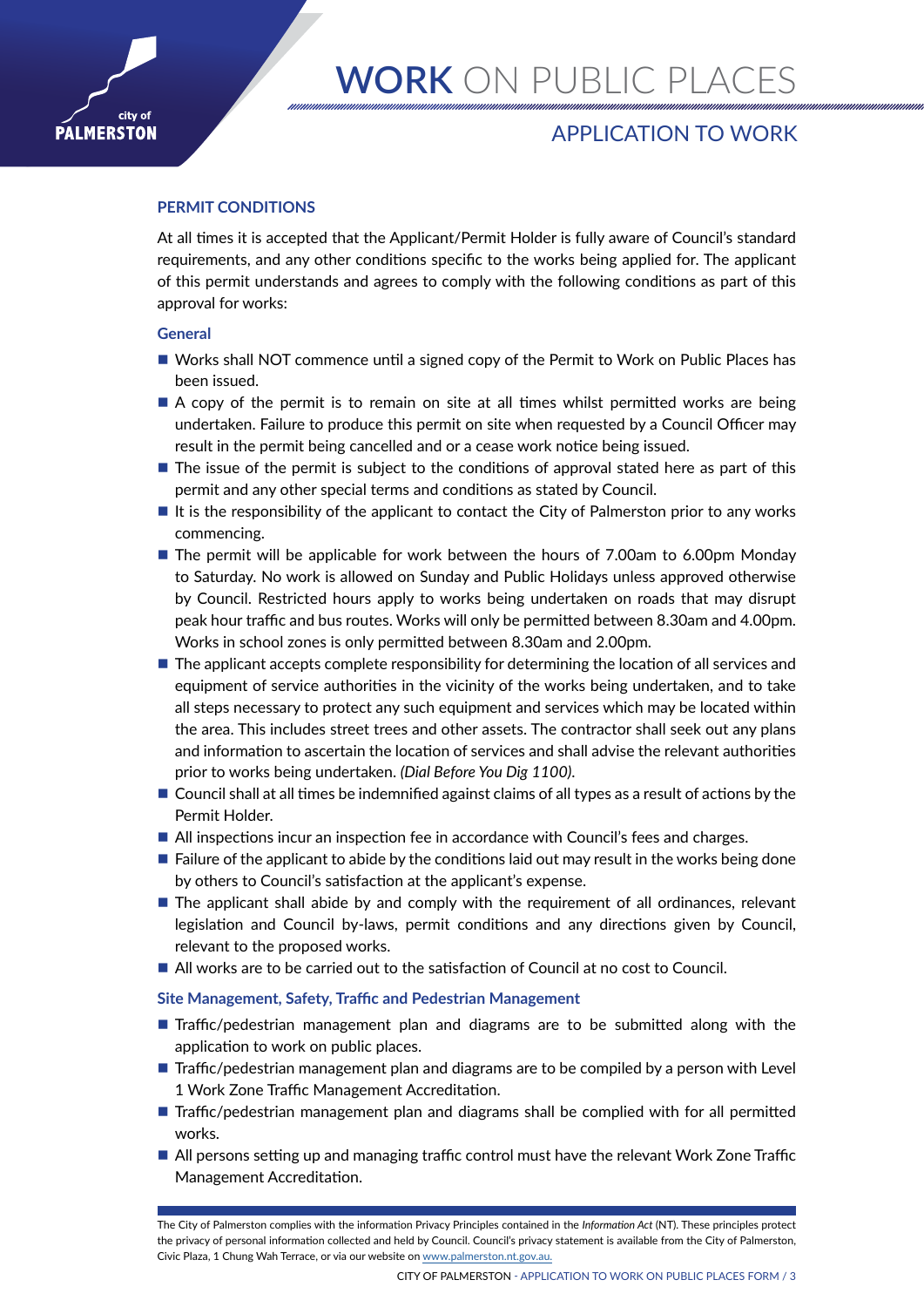# WORK ON PUBLIC PLACES

## APPLICATION TO WORK

### PERMIT CONDITIONS

At all times it is accepted that the Applicant/Permit Holder is fully aware of Council's standard requirements, and any other conditions specific to the works being applied for. The applicant of this permit understands and agrees to comply with the following conditions as part of this approval for works:

#### General

- Works shall NOT commence until a signed copy of the Permit to Work on Public Places has been issued.
- A copy of the permit is to remain on site at all times whilst permitted works are being undertaken. Failure to produce this permit on site when requested by a Council Officer may result in the permit being cancelled and or a cease work notice being issued.
- The issue of the permit is subject to the conditions of approval stated here as part of this permit and any other special terms and conditions as stated by Council.
- It is the responsibility of the applicant to contact the City of Palmerston prior to any works commencing.
- The permit will be applicable for work between the hours of 7.00am to 6.00pm Monday to Saturday. No work is allowed on Sunday and Public Holidays unless approved otherwise by Council. Restricted hours apply to works being undertaken on roads that may disrupt peak hour traffic and bus routes. Works will only be permitted between 8.30am and 4.00pm. Works in school zones is only permitted between 8.30am and 2.00pm.
- The applicant accepts complete responsibility for determining the location of all services and equipment of service authorities in the vicinity of the works being undertaken, and to take all steps necessary to protect any such equipment and services which may be located within the area. This includes street trees and other assets. The contractor shall seek out any plans and information to ascertain the location of services and shall advise the relevant authorities prior to works being undertaken. *(Dial Before You Dig 1100).*
- Council shall at all times be indemnified against claims of all types as a result of actions by the Permit Holder.
- All inspections incur an inspection fee in accordance with Council's fees and charges.
- Failure of the applicant to abide by the conditions laid out may result in the works being done by others to Council's satisfaction at the applicant's expense.
- The applicant shall abide by and comply with the requirement of all ordinances, relevant legislation and Council by-laws, permit conditions and any directions given by Council, relevant to the proposed works.
- All works are to be carried out to the satisfaction of Council at no cost to Council.

#### Site Management, Safety, Traffic and Pedestrian Management

- Traffic/pedestrian management plan and diagrams are to be submitted along with the application to work on public places.
- Traffic/pedestrian management plan and diagrams are to be compiled by a person with Level 1 Work Zone Traffic Management Accreditation.
- Traffic/pedestrian management plan and diagrams shall be complied with for all permitted works.
- All persons setting up and managing traffic control must have the relevant Work Zone Traffic Management Accreditation.

The City of Palmerston complies with the information Privacy Principles contained in the *Information Act* (NT). These principles protect the privacy of personal information collected and held by Council. Council's privacy statement is available from the City of Palmerston, Civic Plaza, 1 Chung Wah Terrace, or via our website on www.palmerston.nt.gov.au.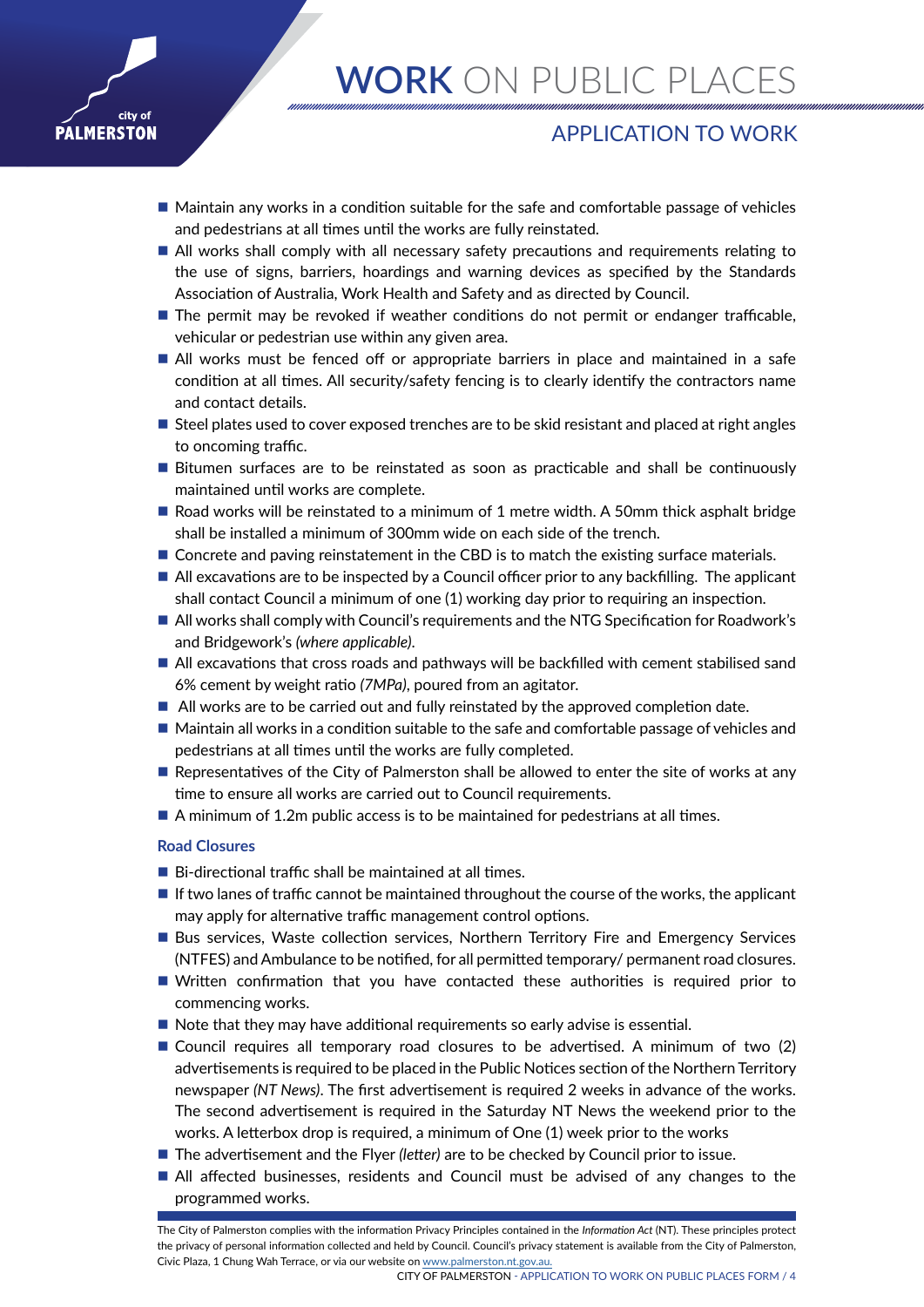- Maintain any works in a condition suitable for the safe and comfortable passage of vehicles and pedestrians at all times until the works are fully reinstated.
- All works shall comply with all necessary safety precautions and requirements relating to the use of signs, barriers, hoardings and warning devices as specified by the Standards Association of Australia, Work Health and Safety and as directed by Council.
- The permit may be revoked if weather conditions do not permit or endanger trafficable, vehicular or pedestrian use within any given area.
- All works must be fenced off or appropriate barriers in place and maintained in a safe condition at all times. All security/safety fencing is to clearly identify the contractors name and contact details.
- Steel plates used to cover exposed trenches are to be skid resistant and placed at right angles to oncoming traffic.
- Bitumen surfaces are to be reinstated as soon as practicable and shall be continuously maintained until works are complete.
- Road works will be reinstated to a minimum of 1 metre width. A 50mm thick asphalt bridge shall be installed a minimum of 300mm wide on each side of the trench.
- Concrete and paving reinstatement in the CBD is to match the existing surface materials.
- All excavations are to be inspected by a Council officer prior to any backfilling. The applicant shall contact Council a minimum of one (1) working day prior to requiring an inspection.
- All works shall comply with Council's requirements and the NTG Specification for Roadwork's and Bridgework's *(where applicable)*.
- All excavations that cross roads and pathways will be backfilled with cement stabilised sand 6% cement by weight ratio *(7MPa)*, poured from an agitator.
- All works are to be carried out and fully reinstated by the approved completion date.
- Maintain all works in a condition suitable to the safe and comfortable passage of vehicles and pedestrians at all times until the works are fully completed.
- Representatives of the City of Palmerston shall be allowed to enter the site of works at any time to ensure all works are carried out to Council requirements.
- A minimum of 1.2m public access is to be maintained for pedestrians at all times.

### Road Closures

- Bi-directional traffic shall be maintained at all times.
- If two lanes of traffic cannot be maintained throughout the course of the works, the applicant may apply for alternative traffic management control options.
- Bus services, Waste collection services, Northern Territory Fire and Emergency Services (NTFES) and Ambulance to be notified, for all permitted temporary/ permanent road closures.
- Written confirmation that you have contacted these authorities is required prior to commencing works.
- Note that they may have additional requirements so early advise is essential.
- Council requires all temporary road closures to be advertised. A minimum of two (2) advertisements is required to be placed in the Public Notices section of the Northern Territory newspaper *(NT News)*. The first advertisement is required 2 weeks in advance of the works. The second advertisement is required in the Saturday NT News the weekend prior to the works. A letterbox drop is required, a minimum of One (1) week prior to the works
- The advertisement and the Flyer *(letter)* are to be checked by Council prior to issue.
- All affected businesses, residents and Council must be advised of any changes to the programmed works.

The City of Palmerston complies with the information Privacy Principles contained in the *Information Act* (NT). These principles protect the privacy of personal information collected and held by Council. Council's privacy statement is available from the City of Palmerston, Civic Plaza, 1 Chung Wah Terrace, or via our website on www.palmerston.nt.gov.au.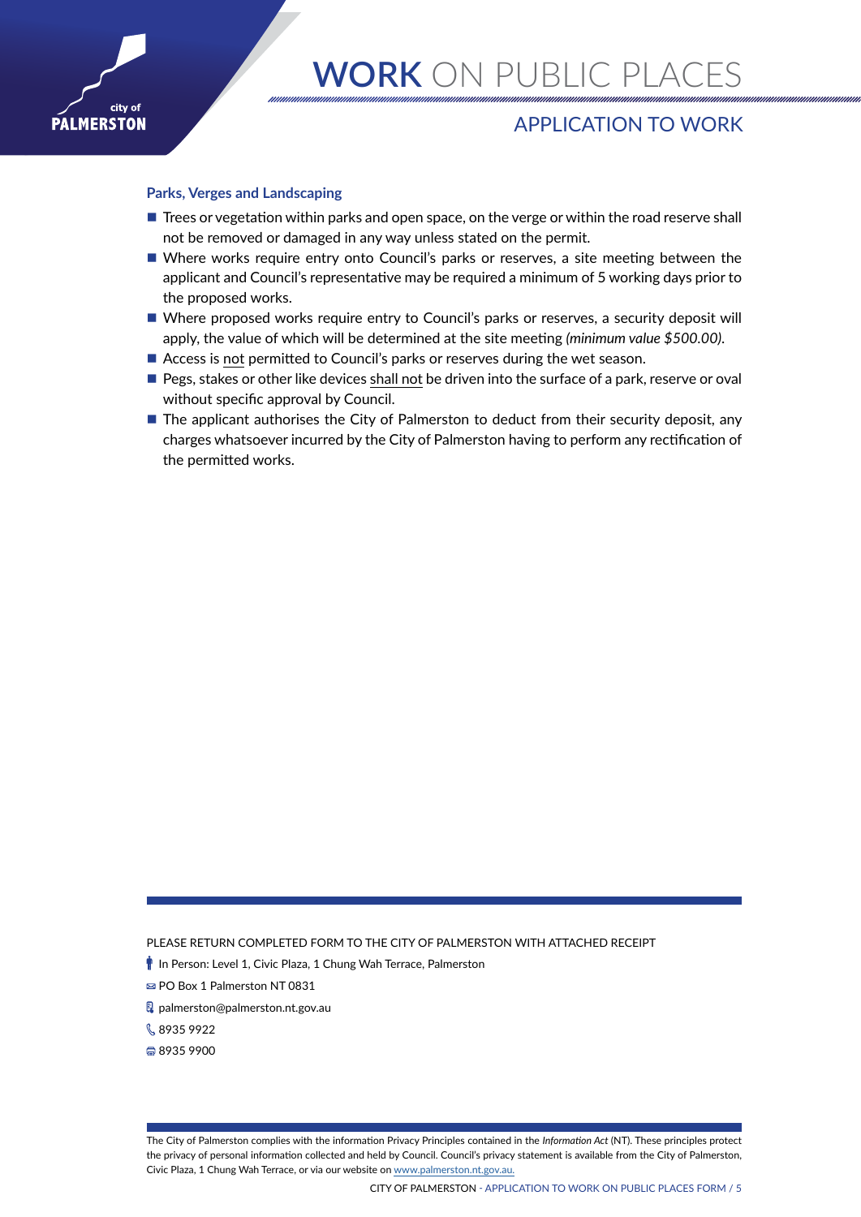# WORK ON PUBLIC PLACES

## APPLICATION TO WORK

### Parks, Verges and Landscaping

- Trees or vegetation within parks and open space, on the verge or within the road reserve shall not be removed or damaged in any way unless stated on the permit.
- Where works require entry onto Council's parks or reserves, a site meeting between the applicant and Council's representative may be required a minimum of 5 working days prior to the proposed works.
- Where proposed works require entry to Council's parks or reserves, a security deposit will apply, the value of which will be determined at the site meeting *(minimum value $500.00)*.
- Access is not permitted to Council's parks or reserves during the wet season.
- Pegs, stakes or other like devices shall not be driven into the surface of a park, reserve or oval without specific approval by Council.
- The applicant authorises the City of Palmerston to deduct from their security deposit, any charges whatsoever incurred by the City of Palmerston having to perform any rectification of the permitted works.

PLEASE RETURN COMPLETED FORM TO THE CITY OF PALMERSTON WITH ATTACHED RECEIPT

- In Person: Level 1, Civic Plaza, 1 Chung Wah Terrace, Palmerston
- PO Box 1 Palmerston NT 0831
- palmerston@palmerston.nt.gov.au
- 8935 9922
- 8935 9900

The City of Palmerston complies with the information Privacy Principles contained in the *Information Act* (NT). These principles protect the privacy of personal information collected and held by Council. Council's privacy statement is available from the City of Palmerston, Civic Plaza, 1 Chung Wah Terrace, or via our website on www.palmerston.nt.gov.au.